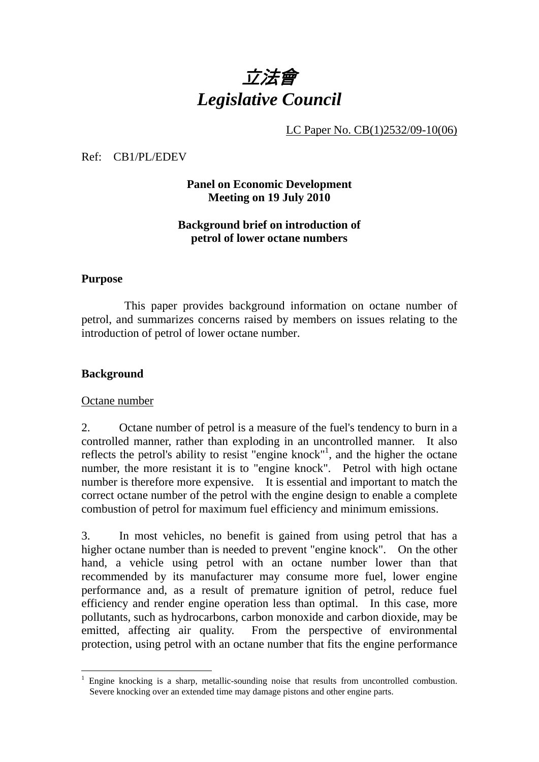# 立法會
# *Legislative Council*

LC Paper No. CB(1)2532/09-10(06)

Ref: CB1/PL/EDEV

**Panel on Economic Development**
**Meeting on 19 July 2010**

**Background brief on introduction of petrol of lower octane numbers**

## Purpose

This paper provides background information on octane number of petrol, and summarizes concerns raised by members on issues relating to the introduction of petrol of lower octane number.

## Background

Octane number

2. Octane number of petrol is a measure of the fuel's tendency to burn in a controlled manner, rather than exploding in an uncontrolled manner. It also reflects the petrol's ability to resist "engine knock"[1], and the higher the octane number, the more resistant it is to "engine knock". Petrol with high octane number is therefore more expensive. It is essential and important to match the correct octane number of the petrol with the engine design to enable a complete combustion of petrol for maximum fuel efficiency and minimum emissions.

3. In most vehicles, no benefit is gained from using petrol that has a higher octane number than is needed to prevent "engine knock". On the other hand, a vehicle using petrol with an octane number lower than that recommended by its manufacturer may consume more fuel, lower engine performance and, as a result of premature ignition of petrol, reduce fuel efficiency and render engine operation less than optimal. In this case, more pollutants, such as hydrocarbons, carbon monoxide and carbon dioxide, may be emitted, affecting air quality. From the perspective of environmental protection, using petrol with an octane number that fits the engine performance

---

[1] Engine knocking is a sharp, metallic-sounding noise that results from uncontrolled combustion. Severe knocking over an extended time may damage pistons and other engine parts.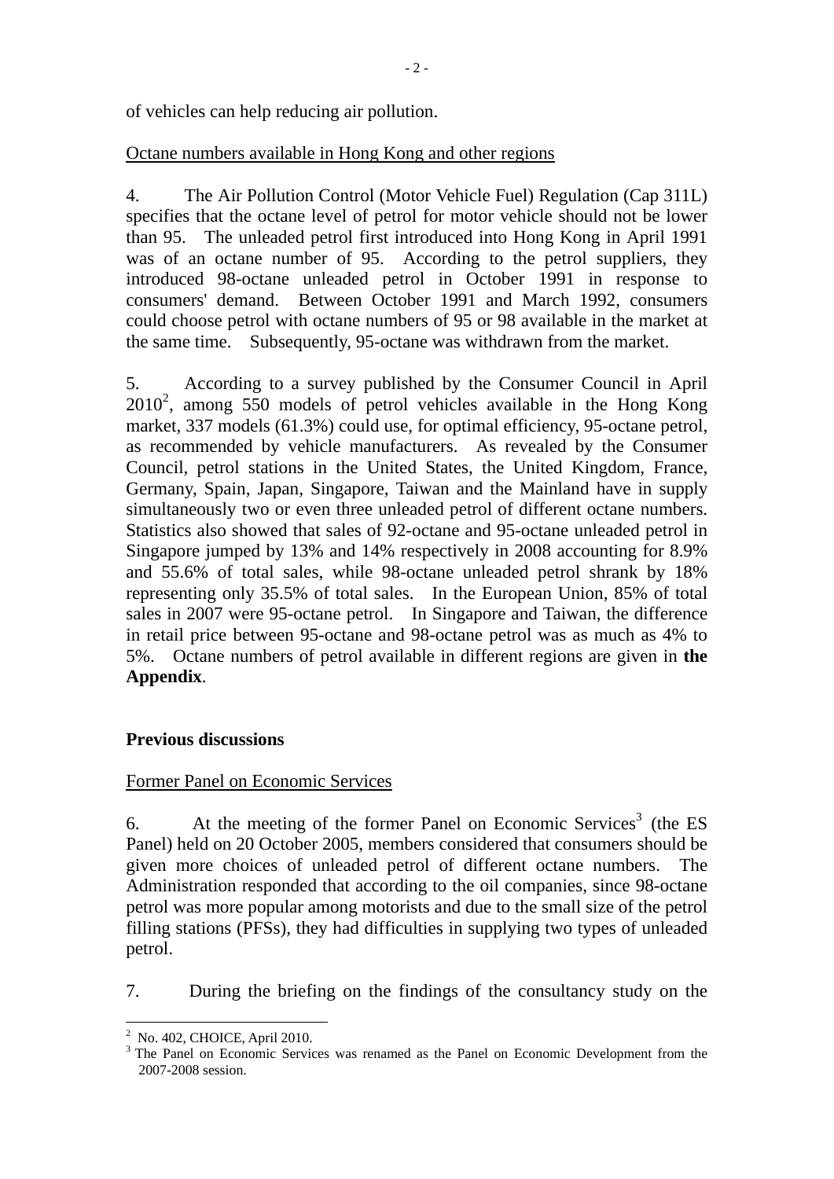of vehicles can help reducing air pollution.

Octane numbers available in Hong Kong and other regions

4. The Air Pollution Control (Motor Vehicle Fuel) Regulation (Cap 311L) specifies that the octane level of petrol for motor vehicle should not be lower than 95. The unleaded petrol first introduced into Hong Kong in April 1991 was of an octane number of 95. According to the petrol suppliers, they introduced 98-octane unleaded petrol in October 1991 in response to consumers' demand. Between October 1991 and March 1992, consumers could choose petrol with octane numbers of 95 or 98 available in the market at the same time. Subsequently, 95-octane was withdrawn from the market.

5. According to a survey published by the Consumer Council in April 2010[2], among 550 models of petrol vehicles available in the Hong Kong market, 337 models (61.3%) could use, for optimal efficiency, 95-octane petrol, as recommended by vehicle manufacturers. As revealed by the Consumer Council, petrol stations in the United States, the United Kingdom, France, Germany, Spain, Japan, Singapore, Taiwan and the Mainland have in supply simultaneously two or even three unleaded petrol of different octane numbers. Statistics also showed that sales of 92-octane and 95-octane unleaded petrol in Singapore jumped by 13% and 14% respectively in 2008 accounting for 8.9% and 55.6% of total sales, while 98-octane unleaded petrol shrank by 18% representing only 35.5% of total sales. In the European Union, 85% of total sales in 2007 were 95-octane petrol. In Singapore and Taiwan, the difference in retail price between 95-octane and 98-octane petrol was as much as 4% to 5%. Octane numbers of petrol available in different regions are given in **the Appendix**.

## Previous discussions

Former Panel on Economic Services

6. At the meeting of the former Panel on Economic Services[3] (the ES Panel) held on 20 October 2005, members considered that consumers should be given more choices of unleaded petrol of different octane numbers. The Administration responded that according to the oil companies, since 98-octane petrol was more popular among motorists and due to the small size of the petrol filling stations (PFSs), they had difficulties in supplying two types of unleaded petrol.

7. During the briefing on the findings of the consultancy study on the

---

[2] No. 402, CHOICE, April 2010.

[3] The Panel on Economic Services was renamed as the Panel on Economic Development from the 2007-2008 session.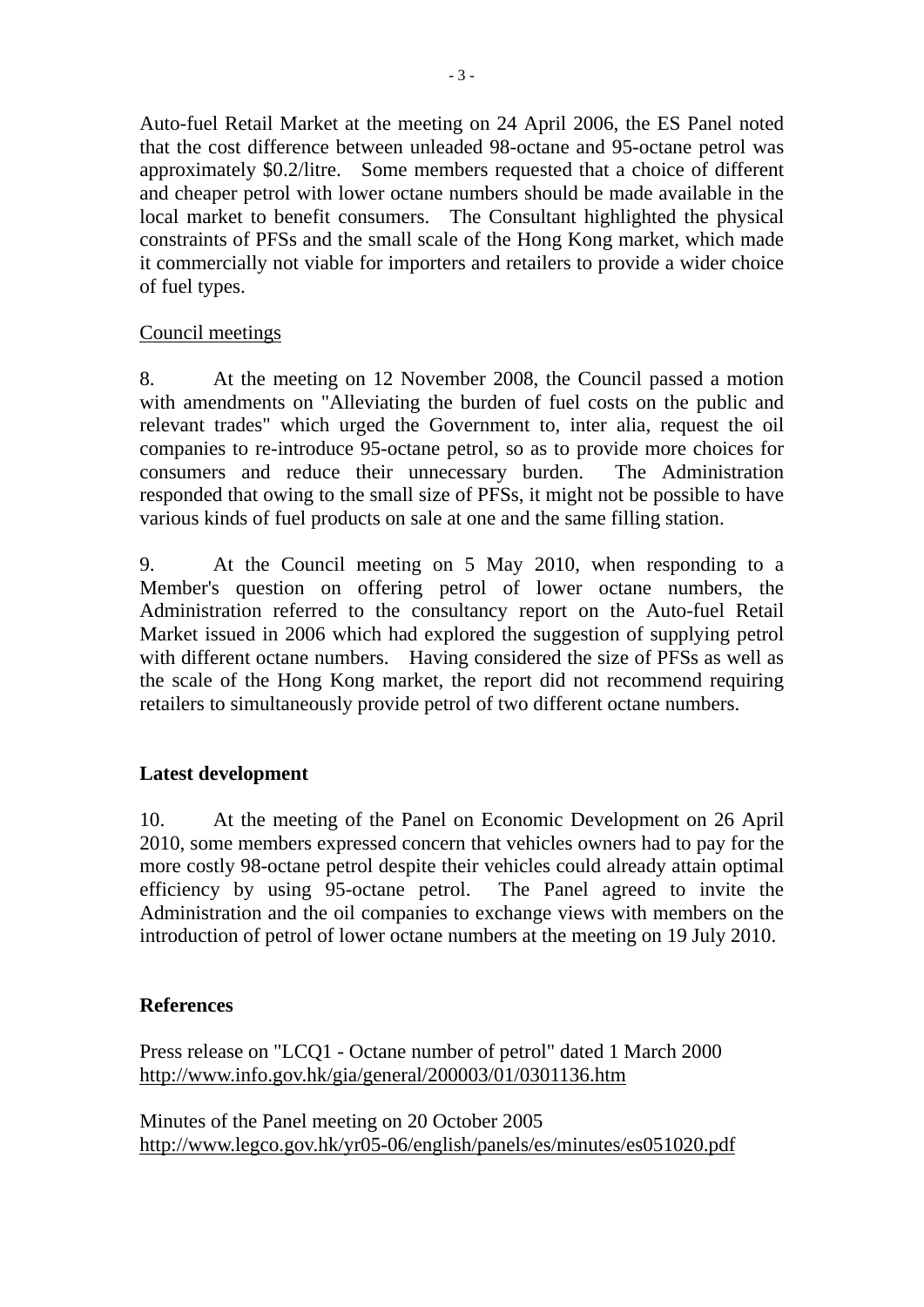Auto-fuel Retail Market at the meeting on 24 April 2006, the ES Panel noted that the cost difference between unleaded 98-octane and 95-octane petrol was approximately $0.2/litre. Some members requested that a choice of different and cheaper petrol with lower octane numbers should be made available in the local market to benefit consumers. The Consultant highlighted the physical constraints of PFSs and the small scale of the Hong Kong market, which made it commercially not viable for importers and retailers to provide a wider choice of fuel types.

Council meetings

8. At the meeting on 12 November 2008, the Council passed a motion with amendments on "Alleviating the burden of fuel costs on the public and relevant trades" which urged the Government to, inter alia, request the oil companies to re-introduce 95-octane petrol, so as to provide more choices for consumers and reduce their unnecessary burden. The Administration responded that owing to the small size of PFSs, it might not be possible to have various kinds of fuel products on sale at one and the same filling station.

9. At the Council meeting on 5 May 2010, when responding to a Member's question on offering petrol of lower octane numbers, the Administration referred to the consultancy report on the Auto-fuel Retail Market issued in 2006 which had explored the suggestion of supplying petrol with different octane numbers. Having considered the size of PFSs as well as the scale of the Hong Kong market, the report did not recommend requiring retailers to simultaneously provide petrol of two different octane numbers.

## Latest development

10. At the meeting of the Panel on Economic Development on 26 April 2010, some members expressed concern that vehicles owners had to pay for the more costly 98-octane petrol despite their vehicles could already attain optimal efficiency by using 95-octane petrol. The Panel agreed to invite the Administration and the oil companies to exchange views with members on the introduction of petrol of lower octane numbers at the meeting on 19 July 2010.

## References

Press release on "LCQ1 - Octane number of petrol" dated 1 March 2000
http://www.info.gov.hk/gia/general/200003/01/0301136.htm

Minutes of the Panel meeting on 20 October 2005
http://www.legco.gov.hk/yr05-06/english/panels/es/minutes/es051020.pdf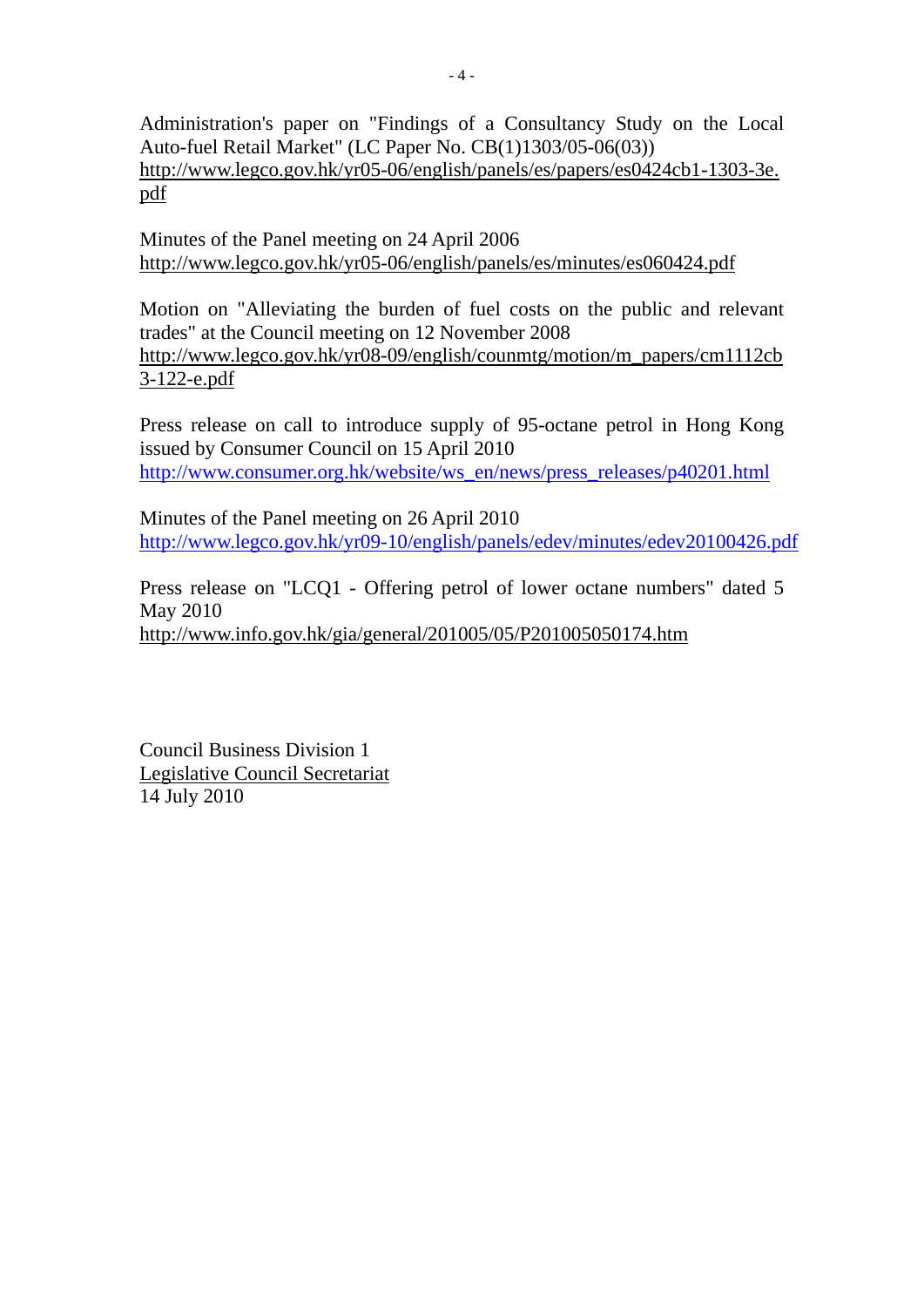Administration's paper on "Findings of a Consultancy Study on the Local Auto-fuel Retail Market" (LC Paper No. CB(1)1303/05-06(03))
http://www.legco.gov.hk/yr05-06/english/panels/es/papers/es0424cb1-1303-3e.pdf

Minutes of the Panel meeting on 24 April 2006
http://www.legco.gov.hk/yr05-06/english/panels/es/minutes/es060424.pdf

Motion on "Alleviating the burden of fuel costs on the public and relevant trades" at the Council meeting on 12 November 2008
http://www.legco.gov.hk/yr08-09/english/counmtg/motion/m_papers/cm1112cb3-122-e.pdf

Press release on call to introduce supply of 95-octane petrol in Hong Kong issued by Consumer Council on 15 April 2010
http://www.consumer.org.hk/website/ws_en/news/press_releases/p40201.html

Minutes of the Panel meeting on 26 April 2010
http://www.legco.gov.hk/yr09-10/english/panels/edev/minutes/edev20100426.pdf

Press release on "LCQ1 - Offering petrol of lower octane numbers" dated 5 May 2010
http://www.info.gov.hk/gia/general/201005/05/P201005050174.htm

Council Business Division 1
Legislative Council Secretariat
14 July 2010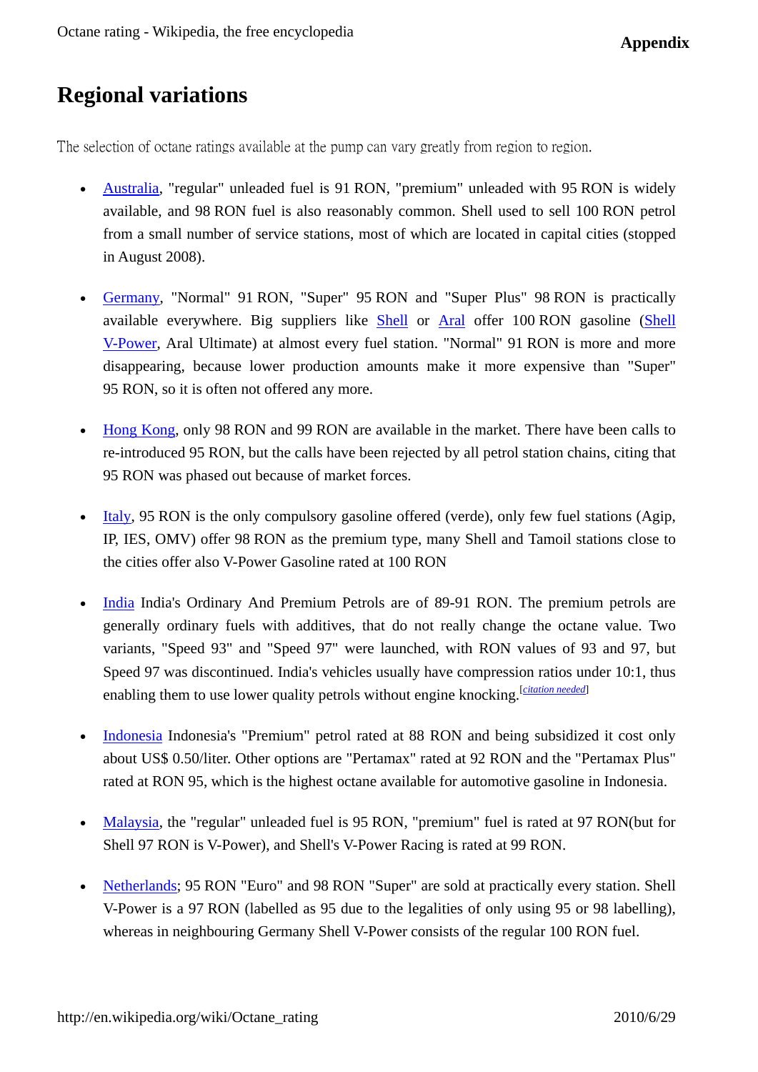## Regional variations

The selection of octane ratings available at the pump can vary greatly from region to region.

- Australia, "regular" unleaded fuel is 91 RON, "premium" unleaded with 95 RON is widely available, and 98 RON fuel is also reasonably common. Shell used to sell 100 RON petrol from a small number of service stations, most of which are located in capital cities (stopped in August 2008).

- Germany, "Normal" 91 RON, "Super" 95 RON and "Super Plus" 98 RON is practically available everywhere. Big suppliers like Shell or Aral offer 100 RON gasoline (Shell V-Power, Aral Ultimate) at almost every fuel station. "Normal" 91 RON is more and more disappearing, because lower production amounts make it more expensive than "Super" 95 RON, so it is often not offered any more.

- Hong Kong, only 98 RON and 99 RON are available in the market. There have been calls to re-introduced 95 RON, but the calls have been rejected by all petrol station chains, citing that 95 RON was phased out because of market forces.

- Italy, 95 RON is the only compulsory gasoline offered (verde), only few fuel stations (Agip, IP, IES, OMV) offer 98 RON as the premium type, many Shell and Tamoil stations close to the cities offer also V-Power Gasoline rated at 100 RON

- India India's Ordinary And Premium Petrols are of 89-91 RON. The premium petrols are generally ordinary fuels with additives, that do not really change the octane value. Two variants, "Speed 93" and "Speed 97" were launched, with RON values of 93 and 97, but Speed 97 was discontinued. India's vehicles usually have compression ratios under 10:1, thus enabling them to use lower quality petrols without engine knocking.[citation needed]

- Indonesia Indonesia's "Premium" petrol rated at 88 RON and being subsidized it cost only about US$ 0.50/liter. Other options are "Pertamax" rated at 92 RON and the "Pertamax Plus" rated at RON 95, which is the highest octane available for automotive gasoline in Indonesia.

- Malaysia, the "regular" unleaded fuel is 95 RON, "premium" fuel is rated at 97 RON(but for Shell 97 RON is V-Power), and Shell's V-Power Racing is rated at 99 RON.

- Netherlands; 95 RON "Euro" and 98 RON "Super" are sold at practically every station. Shell V-Power is a 97 RON (labelled as 95 due to the legalities of only using 95 or 98 labelling), whereas in neighbouring Germany Shell V-Power consists of the regular 100 RON fuel.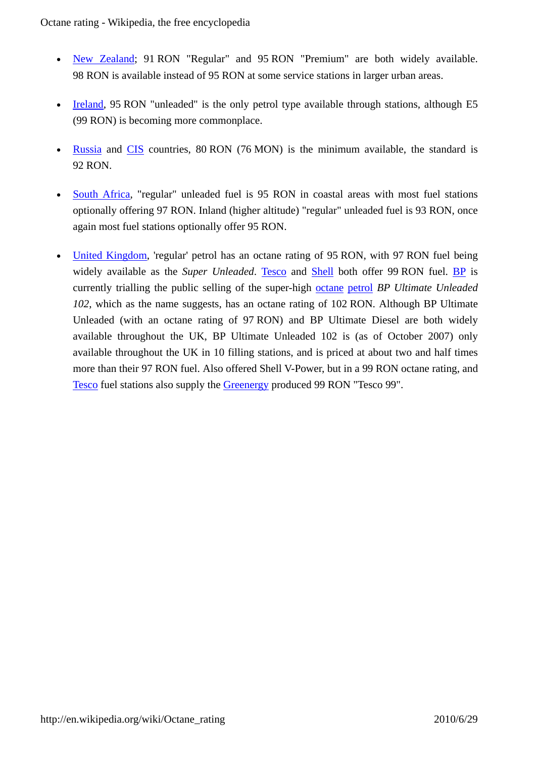- New Zealand; 91 RON "Regular" and 95 RON "Premium" are both widely available. 98 RON is available instead of 95 RON at some service stations in larger urban areas.
- Ireland, 95 RON "unleaded" is the only petrol type available through stations, although E5 (99 RON) is becoming more commonplace.
- Russia and CIS countries, 80 RON (76 MON) is the minimum available, the standard is 92 RON.
- South Africa, "regular" unleaded fuel is 95 RON in coastal areas with most fuel stations optionally offering 97 RON. Inland (higher altitude) "regular" unleaded fuel is 93 RON, once again most fuel stations optionally offer 95 RON.
- United Kingdom, 'regular' petrol has an octane rating of 95 RON, with 97 RON fuel being widely available as the *Super Unleaded*. Tesco and Shell both offer 99 RON fuel. BP is currently trialling the public selling of the super-high octane petrol *BP Ultimate Unleaded 102,* which as the name suggests, has an octane rating of 102 RON. Although BP Ultimate Unleaded (with an octane rating of 97 RON) and BP Ultimate Diesel are both widely available throughout the UK, BP Ultimate Unleaded 102 is (as of October 2007) only available throughout the UK in 10 filling stations, and is priced at about two and half times more than their 97 RON fuel. Also offered Shell V-Power, but in a 99 RON octane rating, and Tesco fuel stations also supply the Greenergy produced 99 RON "Tesco 99".